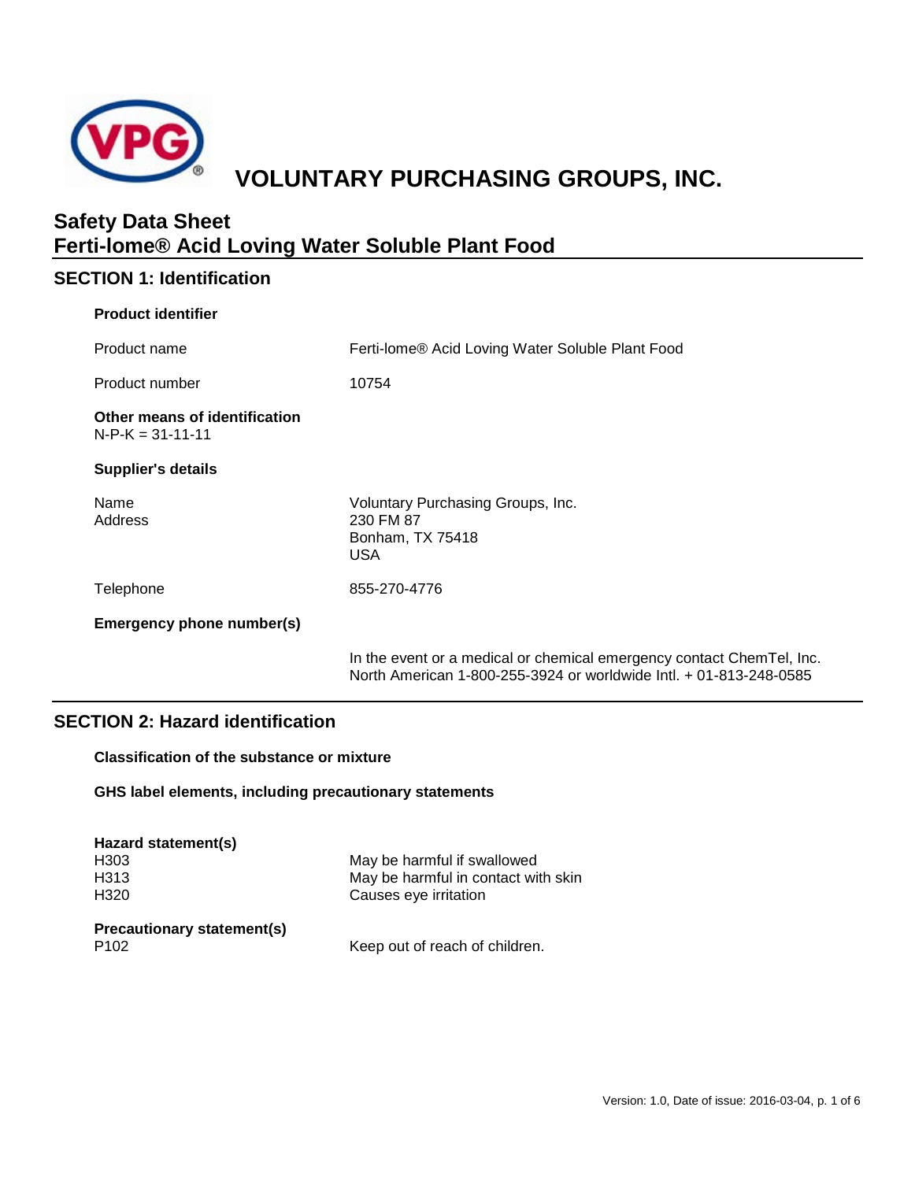# VOLUNTARY PURCHASING GROUPS, INC.

## Safety Data Sheet
## Ferti-lome® Acid Loving Water Soluble Plant Food

## SECTION 1: Identification

**Product identifier**

| | |
|---|---|
| Product name | Ferti-lome® Acid Loving Water Soluble Plant Food |
| Product number | 10754 |

**Other means of identification**
N-P-K = 31-11-11

**Supplier's details**

| | |
|---|---|
| Name | Voluntary Purchasing Groups, Inc. |
| Address | 230 FM 87<br>Bonham, TX 75418<br>USA |
| Telephone | 855-270-4776 |

**Emergency phone number(s)**

In the event or a medical or chemical emergency contact ChemTel, Inc. North American 1-800-255-3924 or worldwide Intl. + 01-813-248-0585

## SECTION 2: Hazard identification

**Classification of the substance or mixture**

**GHS label elements, including precautionary statements**

**Hazard statement(s)**

| | |
|---|---|
| H303 | May be harmful if swallowed |
| H313 | May be harmful in contact with skin |
| H320 | Causes eye irritation |

**Precautionary statement(s)**

| | |
|---|---|
| P102 | Keep out of reach of children. |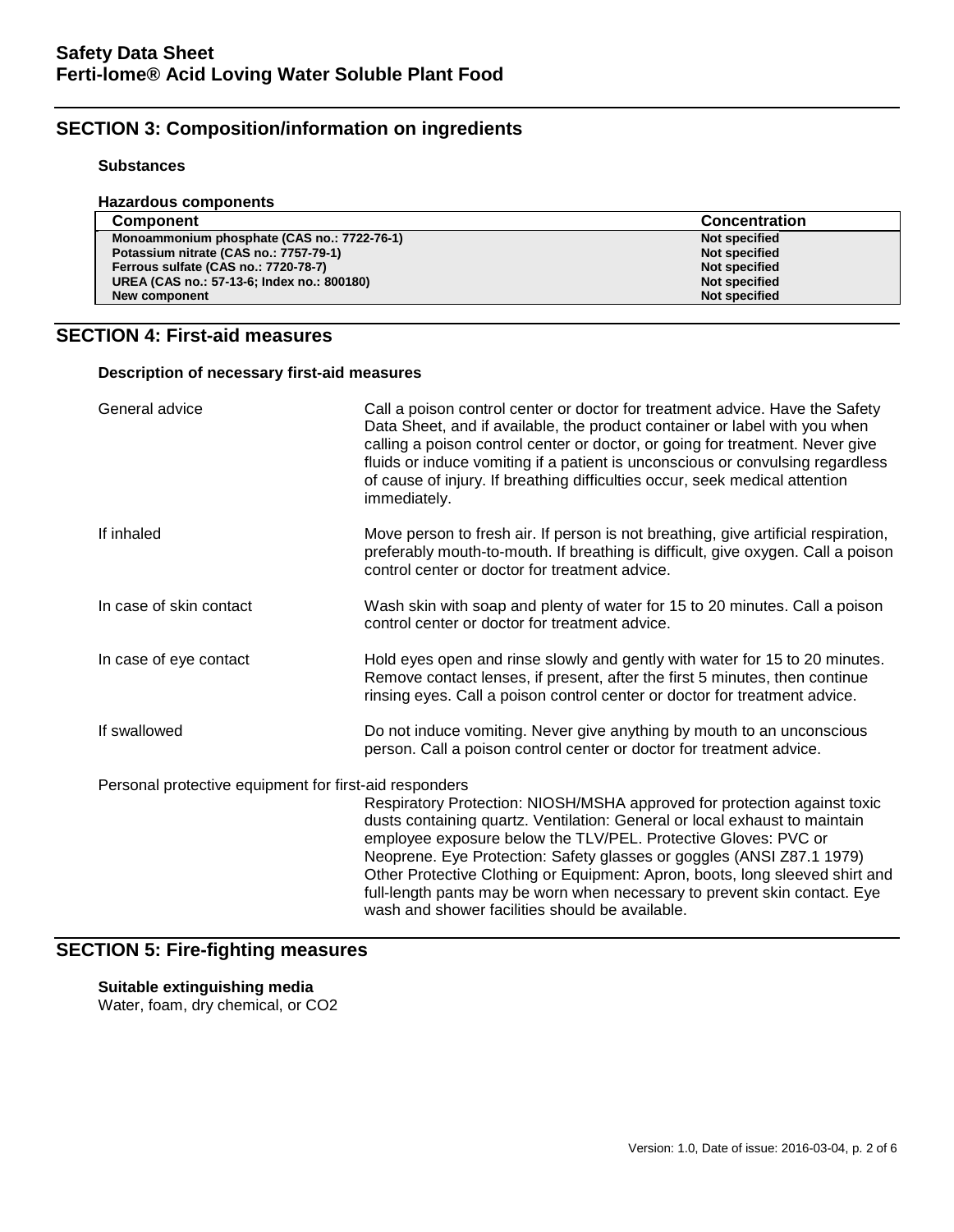## SECTION 3: Composition/information on ingredients

**Substances**

**Hazardous components**

| Component | Concentration |
|---|---|
| Monoammonium phosphate (CAS no.: 7722-76-1) | Not specified |
| Potassium nitrate (CAS no.: 7757-79-1) | Not specified |
| Ferrous sulfate (CAS no.: 7720-78-7) | Not specified |
| UREA (CAS no.: 57-13-6; Index no.: 800180) | Not specified |
| New component | Not specified |

## SECTION 4: First-aid measures

**Description of necessary first-aid measures**

General advice

Call a poison control center or doctor for treatment advice. Have the Safety Data Sheet, and if available, the product container or label with you when calling a poison control center or doctor, or going for treatment. Never give fluids or induce vomiting if a patient is unconscious or convulsing regardless of cause of injury. If breathing difficulties occur, seek medical attention immediately.

If inhaled

Move person to fresh air. If person is not breathing, give artificial respiration, preferably mouth-to-mouth. If breathing is difficult, give oxygen. Call a poison control center or doctor for treatment advice.

In case of skin contact

Wash skin with soap and plenty of water for 15 to 20 minutes. Call a poison control center or doctor for treatment advice.

In case of eye contact

Hold eyes open and rinse slowly and gently with water for 15 to 20 minutes. Remove contact lenses, if present, after the first 5 minutes, then continue rinsing eyes. Call a poison control center or doctor for treatment advice.

If swallowed

Do not induce vomiting. Never give anything by mouth to an unconscious person. Call a poison control center or doctor for treatment advice.

Personal protective equipment for first-aid responders

Respiratory Protection: NIOSH/MSHA approved for protection against toxic dusts containing quartz. Ventilation: General or local exhaust to maintain employee exposure below the TLV/PEL. Protective Gloves: PVC or Neoprene. Eye Protection: Safety glasses or goggles (ANSI Z87.1 1979) Other Protective Clothing or Equipment: Apron, boots, long sleeved shirt and full-length pants may be worn when necessary to prevent skin contact. Eye wash and shower facilities should be available.

## SECTION 5: Fire-fighting measures

**Suitable extinguishing media**

Water, foam, dry chemical, or $CO_2$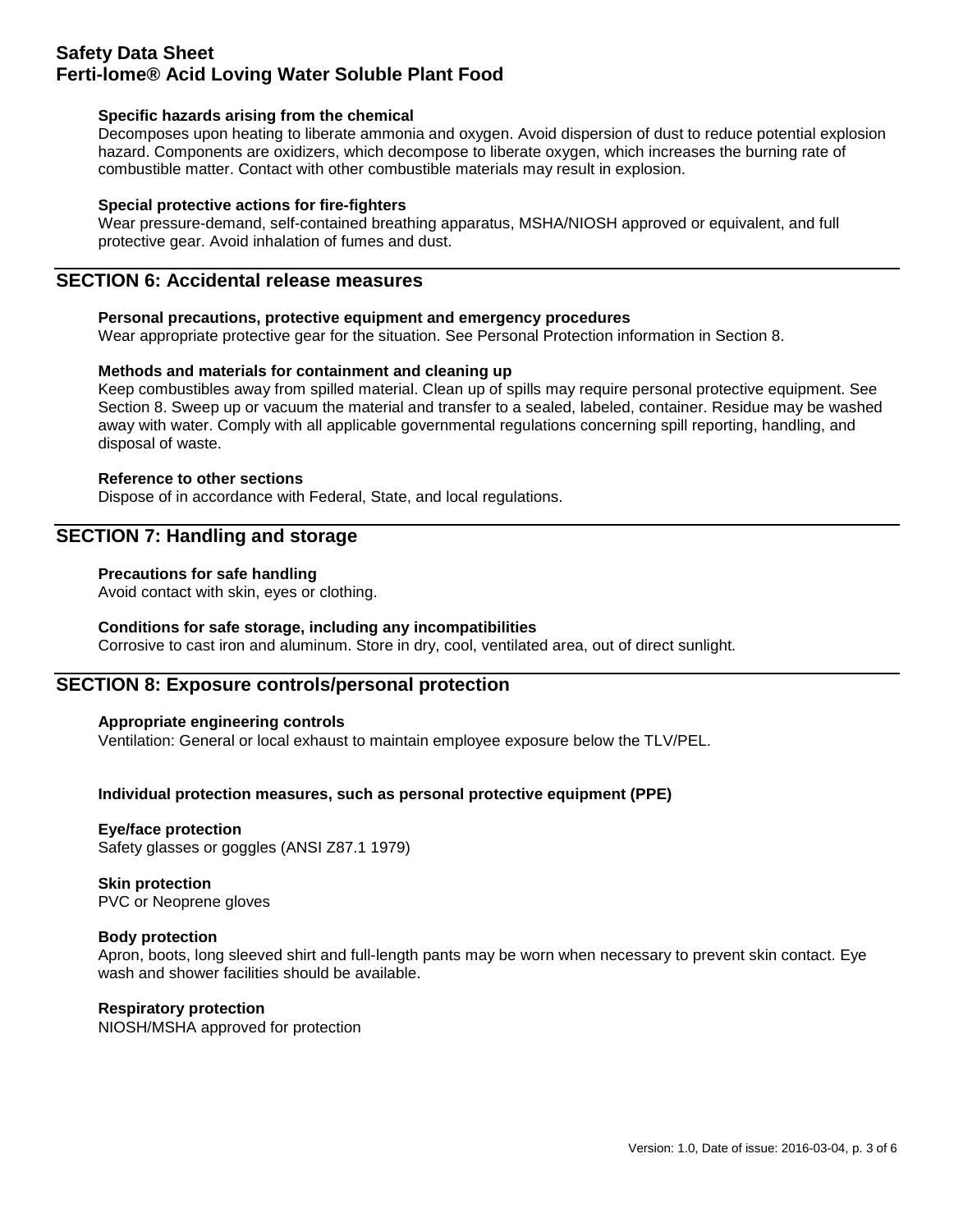#### Specific hazards arising from the chemical

Decomposes upon heating to liberate ammonia and oxygen. Avoid dispersion of dust to reduce potential explosion hazard. Components are oxidizers, which decompose to liberate oxygen, which increases the burning rate of combustible matter. Contact with other combustible materials may result in explosion.

#### Special protective actions for fire-fighters

Wear pressure-demand, self-contained breathing apparatus, MSHA/NIOSH approved or equivalent, and full protective gear. Avoid inhalation of fumes and dust.

## SECTION 6: Accidental release measures

#### Personal precautions, protective equipment and emergency procedures

Wear appropriate protective gear for the situation. See Personal Protection information in Section 8.

#### Methods and materials for containment and cleaning up

Keep combustibles away from spilled material. Clean up of spills may require personal protective equipment. See Section 8. Sweep up or vacuum the material and transfer to a sealed, labeled, container. Residue may be washed away with water. Comply with all applicable governmental regulations concerning spill reporting, handling, and disposal of waste.

#### Reference to other sections

Dispose of in accordance with Federal, State, and local regulations.

## SECTION 7: Handling and storage

#### Precautions for safe handling

Avoid contact with skin, eyes or clothing.

#### Conditions for safe storage, including any incompatibilities

Corrosive to cast iron and aluminum. Store in dry, cool, ventilated area, out of direct sunlight.

## SECTION 8: Exposure controls/personal protection

#### Appropriate engineering controls

Ventilation: General or local exhaust to maintain employee exposure below the TLV/PEL.

#### Individual protection measures, such as personal protective equipment (PPE)

#### Eye/face protection

Safety glasses or goggles (ANSI Z87.1 1979)

#### Skin protection

PVC or Neoprene gloves

#### Body protection

Apron, boots, long sleeved shirt and full-length pants may be worn when necessary to prevent skin contact. Eye wash and shower facilities should be available.

#### Respiratory protection

NIOSH/MSHA approved for protection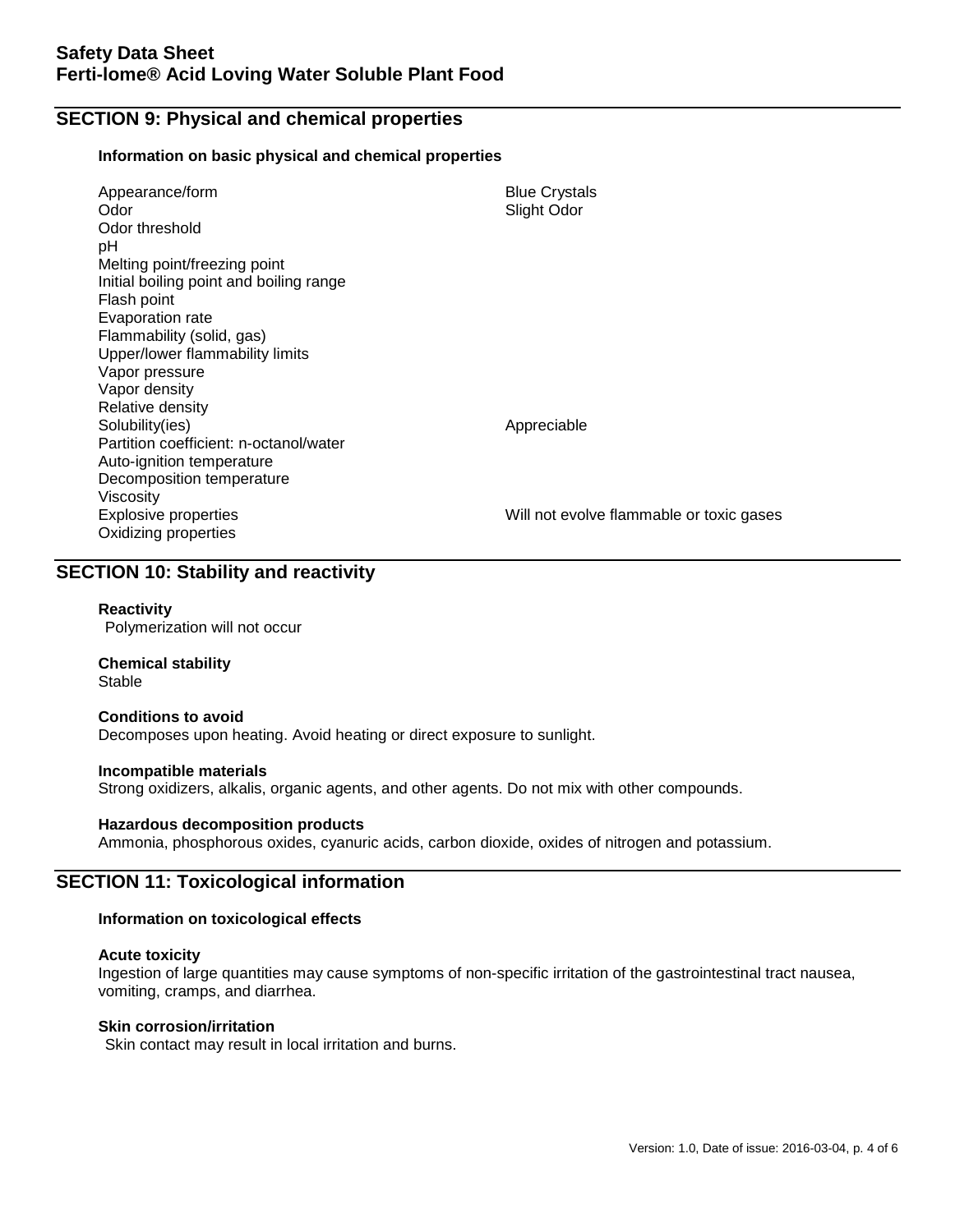## SECTION 9: Physical and chemical properties

### Information on basic physical and chemical properties

| Property | Value |
|---|---|
| Appearance/form | Blue Crystals |
| Odor | Slight Odor |
| Odor threshold | |
| pH | |
| Melting point/freezing point | |
| Initial boiling point and boiling range | |
| Flash point | |
| Evaporation rate | |
| Flammability (solid, gas) | |
| Upper/lower flammability limits | |
| Vapor pressure | |
| Vapor density | |
| Relative density | |
| Solubility(ies) | Appreciable |
| Partition coefficient: n-octanol/water | |
| Auto-ignition temperature | |
| Decomposition temperature | |
| Viscosity | |
| Explosive properties | Will not evolve flammable or toxic gases |
| Oxidizing properties | |

## SECTION 10: Stability and reactivity

**Reactivity**
Polymerization will not occur

**Chemical stability**
Stable

**Conditions to avoid**
Decomposes upon heating. Avoid heating or direct exposure to sunlight.

**Incompatible materials**
Strong oxidizers, alkalis, organic agents, and other agents. Do not mix with other compounds.

**Hazardous decomposition products**
Ammonia, phosphorous oxides, cyanuric acids, carbon dioxide, oxides of nitrogen and potassium.

## SECTION 11: Toxicological information

### Information on toxicological effects

**Acute toxicity**
Ingestion of large quantities may cause symptoms of non-specific irritation of the gastrointestinal tract nausea, vomiting, cramps, and diarrhea.

**Skin corrosion/irritation**
Skin contact may result in local irritation and burns.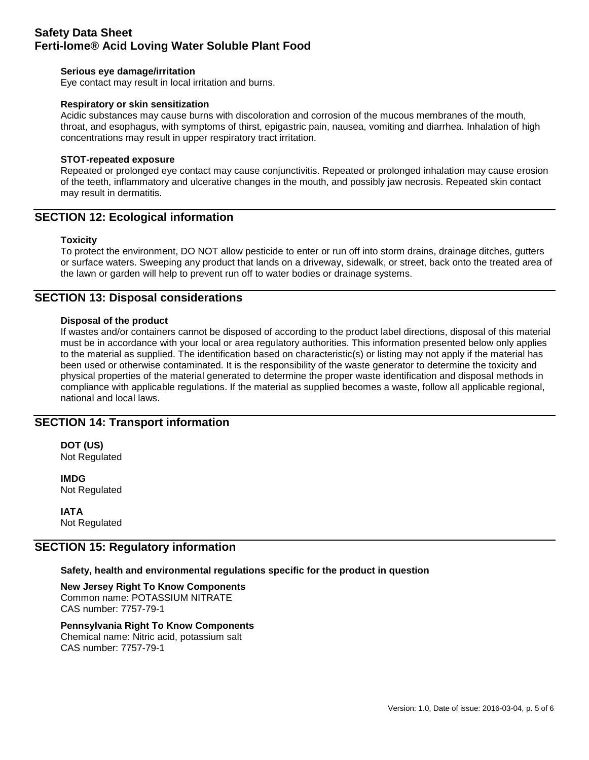#### Serious eye damage/irritation

Eye contact may result in local irritation and burns.

#### Respiratory or skin sensitization

Acidic substances may cause burns with discoloration and corrosion of the mucous membranes of the mouth, throat, and esophagus, with symptoms of thirst, epigastric pain, nausea, vomiting and diarrhea. Inhalation of high concentrations may result in upper respiratory tract irritation.

#### STOT-repeated exposure

Repeated or prolonged eye contact may cause conjunctivitis. Repeated or prolonged inhalation may cause erosion of the teeth, inflammatory and ulcerative changes in the mouth, and possibly jaw necrosis. Repeated skin contact may result in dermatitis.

## SECTION 12: Ecological information

#### Toxicity

To protect the environment, DO NOT allow pesticide to enter or run off into storm drains, drainage ditches, gutters or surface waters. Sweeping any product that lands on a driveway, sidewalk, or street, back onto the treated area of the lawn or garden will help to prevent run off to water bodies or drainage systems.

## SECTION 13: Disposal considerations

#### Disposal of the product

If wastes and/or containers cannot be disposed of according to the product label directions, disposal of this material must be in accordance with your local or area regulatory authorities. This information presented below only applies to the material as supplied. The identification based on characteristic(s) or listing may not apply if the material has been used or otherwise contaminated. It is the responsibility of the waste generator to determine the toxicity and physical properties of the material generated to determine the proper waste identification and disposal methods in compliance with applicable regulations. If the material as supplied becomes a waste, follow all applicable regional, national and local laws.

## SECTION 14: Transport information

**DOT (US)**
Not Regulated

**IMDG**
Not Regulated

**IATA**
Not Regulated

## SECTION 15: Regulatory information

#### Safety, health and environmental regulations specific for the product in question

**New Jersey Right To Know Components**
Common name: POTASSIUM NITRATE
CAS number: 7757-79-1

**Pennsylvania Right To Know Components**
Chemical name: Nitric acid, potassium salt
CAS number: 7757-79-1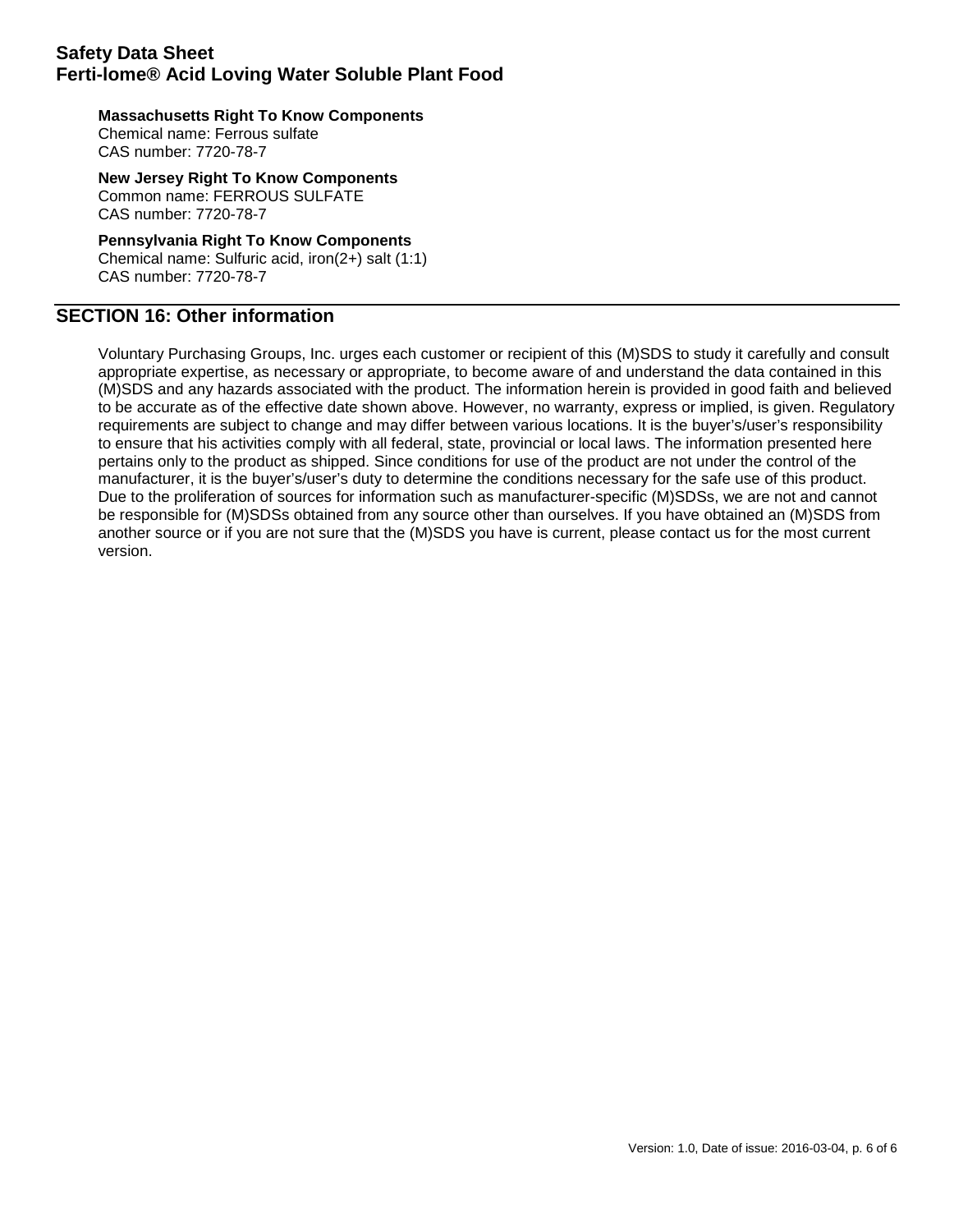**Massachusetts Right To Know Components**
Chemical name: Ferrous sulfate
CAS number: 7720-78-7

**New Jersey Right To Know Components**
Common name: FERROUS SULFATE
CAS number: 7720-78-7

**Pennsylvania Right To Know Components**
Chemical name: Sulfuric acid, iron(2+) salt (1:1)
CAS number: 7720-78-7

## SECTION 16: Other information

Voluntary Purchasing Groups, Inc. urges each customer or recipient of this (M)SDS to study it carefully and consult appropriate expertise, as necessary or appropriate, to become aware of and understand the data contained in this (M)SDS and any hazards associated with the product. The information herein is provided in good faith and believed to be accurate as of the effective date shown above. However, no warranty, express or implied, is given. Regulatory requirements are subject to change and may differ between various locations. It is the buyer's/user's responsibility to ensure that his activities comply with all federal, state, provincial or local laws. The information presented here pertains only to the product as shipped. Since conditions for use of the product are not under the control of the manufacturer, it is the buyer's/user's duty to determine the conditions necessary for the safe use of this product. Due to the proliferation of sources for information such as manufacturer-specific (M)SDSs, we are not and cannot be responsible for (M)SDSs obtained from any source other than ourselves. If you have obtained an (M)SDS from another source or if you are not sure that the (M)SDS you have is current, please contact us for the most current version.